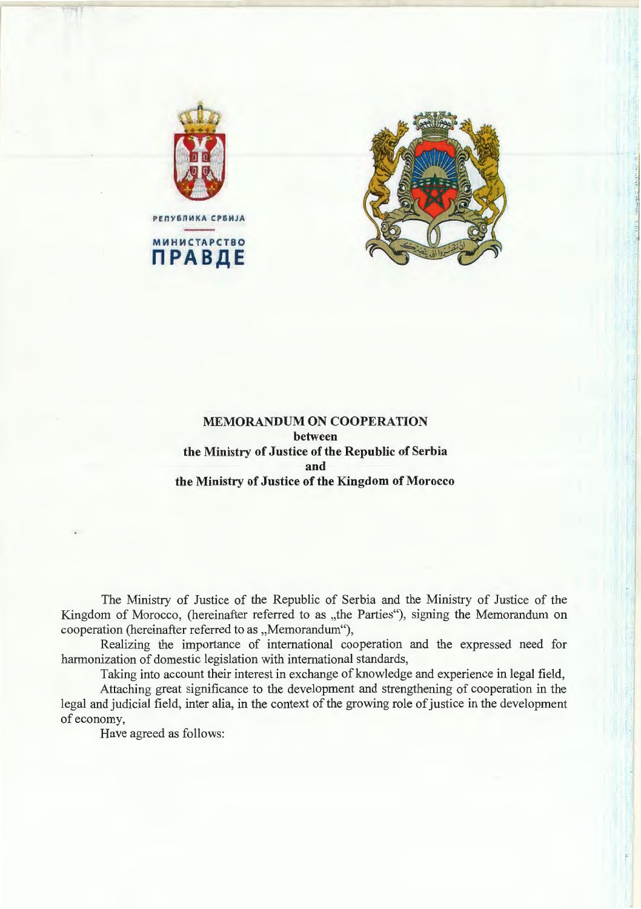РЕПУБЛИКА СРБИЈА

МИНИСТАРСТВО

**ПРАВДЕ**

**MEMORANDUM ON COOPERATION**
**between**
**the Ministry of Justice of the Republic of Serbia**
**and**
**the Ministry of Justice of the Kingdom of Morocco**

The Ministry of Justice of the Republic of Serbia and the Ministry of Justice of the Kingdom of Morocco, (hereinafter referred to as „the Parties"), signing the Memorandum on cooperation (hereinafter referred to as „Memorandum"),

Realizing the importance of international cooperation and the expressed need for harmonization of domestic legislation with international standards,

Taking into account their interest in exchange of knowledge and experience in legal field,

Attaching great significance to the development and strengthening of cooperation in the legal and judicial field, inter alia, in the context of the growing role of justice in the development of economy,

Have agreed as follows: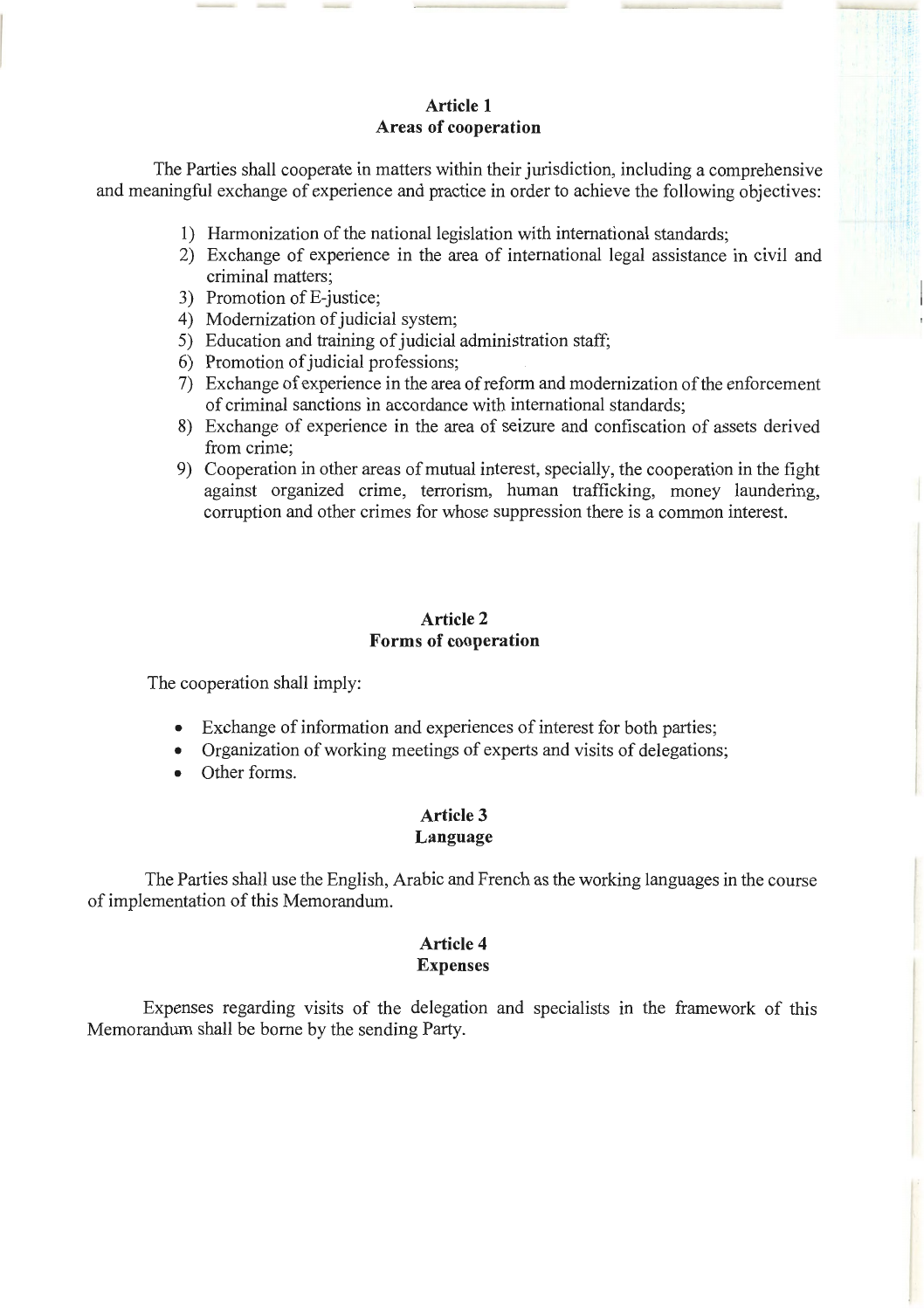## Article 1
## Areas of cooperation

The Parties shall cooperate in matters within their jurisdiction, including a comprehensive and meaningful exchange of experience and practice in order to achieve the following objectives:

1) Harmonization of the national legislation with international standards;
2) Exchange of experience in the area of international legal assistance in civil and criminal matters;
3) Promotion of E-justice;
4) Modernization of judicial system;
5) Education and training of judicial administration staff;
6) Promotion of judicial professions;
7) Exchange of experience in the area of reform and modernization of the enforcement of criminal sanctions in accordance with international standards;
8) Exchange of experience in the area of seizure and confiscation of assets derived from crime;
9) Cooperation in other areas of mutual interest, specially, the cooperation in the fight against organized crime, terrorism, human trafficking, money laundering, corruption and other crimes for whose suppression there is a common interest.

## Article 2
## Forms of cooperation

The cooperation shall imply:

- Exchange of information and experiences of interest for both parties;
- Organization of working meetings of experts and visits of delegations;
- Other forms.

## Article 3
## Language

The Parties shall use the English, Arabic and French as the working languages in the course of implementation of this Memorandum.

## Article 4
## Expenses

Expenses regarding visits of the delegation and specialists in the framework of this Memorandum shall be borne by the sending Party.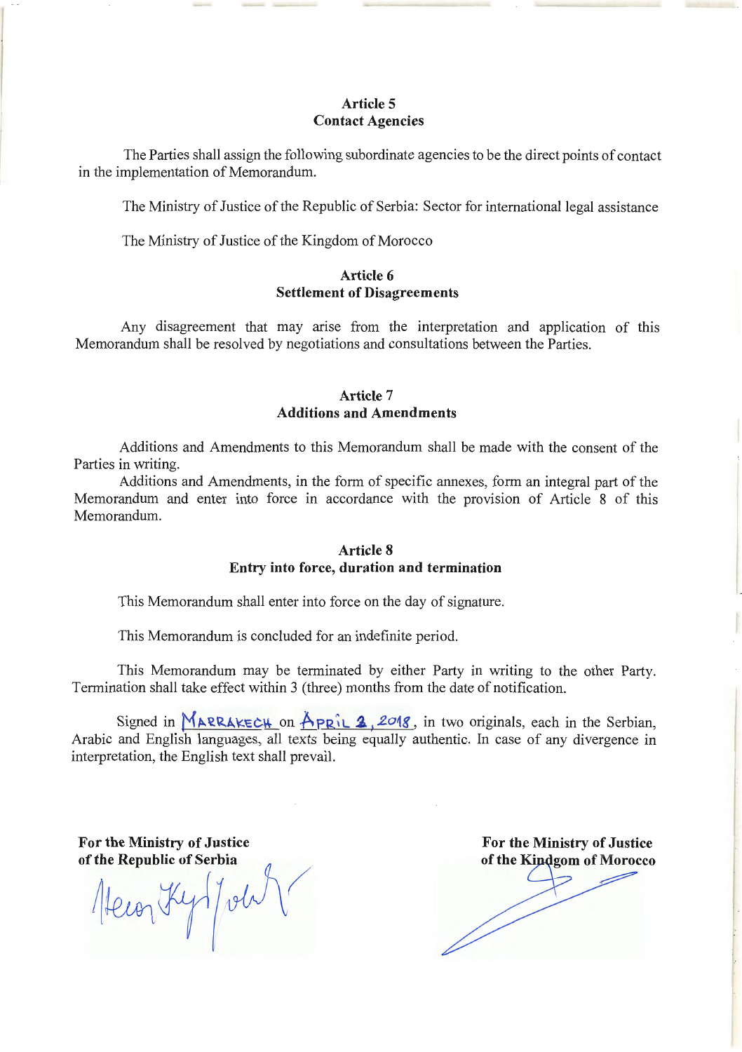**Article 5**
**Contact Agencies**

The Parties shall assign the following subordinate agencies to be the direct points of contact in the implementation of Memorandum.

The Ministry of Justice of the Republic of Serbia: Sector for international legal assistance

The Ministry of Justice of the Kingdom of Morocco

**Article 6**
**Settlement of Disagreements**

Any disagreement that may arise from the interpretation and application of this Memorandum shall be resolved by negotiations and consultations between the Parties.

**Article 7**
**Additions and Amendments**

Additions and Amendments to this Memorandum shall be made with the consent of the Parties in writing.

Additions and Amendments, in the form of specific annexes, form an integral part of the Memorandum and enter into force in accordance with the provision of Article 8 of this Memorandum.

**Article 8**
**Entry into force, duration and termination**

This Memorandum shall enter into force on the day of signature.

This Memorandum is concluded for an indefinite period.

This Memorandum may be terminated by either Party in writing to the other Party. Termination shall take effect within 3 (three) months from the date of notification.

Signed in MARRAKECH on APRIL 2, 2018, in two originals, each in the Serbian, Arabic and English languages, all texts being equally authentic. In case of any divergence in interpretation, the English text shall prevail.

**For the Ministry of Justice of the Republic of Serbia**

**For the Ministry of Justice of the Kingdom of Morocco**